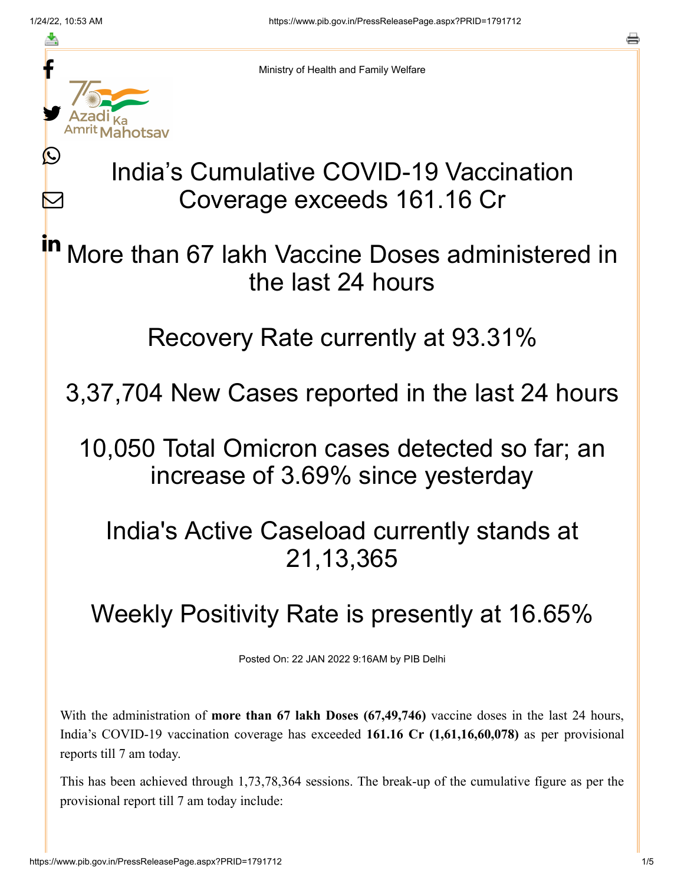Ministry of Health and Family Welfare

# India's Cumulative COVID-19 Vaccination Coverage exceeds 161.16 Cr

## More than 67 lakh Vaccine Doses administered in the last 24 hours

## Recovery Rate currently at 93.31%

## 3,37,704 New Cases reported in the last 24 hours

## 10,050 Total Omicron cases detected so far; an increase of 3.69% since yesterday

## India's Active Caseload currently stands at 21,13,365

## Weekly Positivity Rate is presently at 16.65%

Posted On: 22 JAN 2022 9:16AM by PIB Delhi

With the administration of **more than 67 lakh Doses (67,49,746)** vaccine doses in the last 24 hours, India's COVID-19 vaccination coverage has exceeded **161.16 Cr (1,61,16,60,078)** as per provisional reports till 7 am today.

This has been achieved through 1,73,78,364 sessions. The break-up of the cumulative figure as per the provisional report till 7 am today include: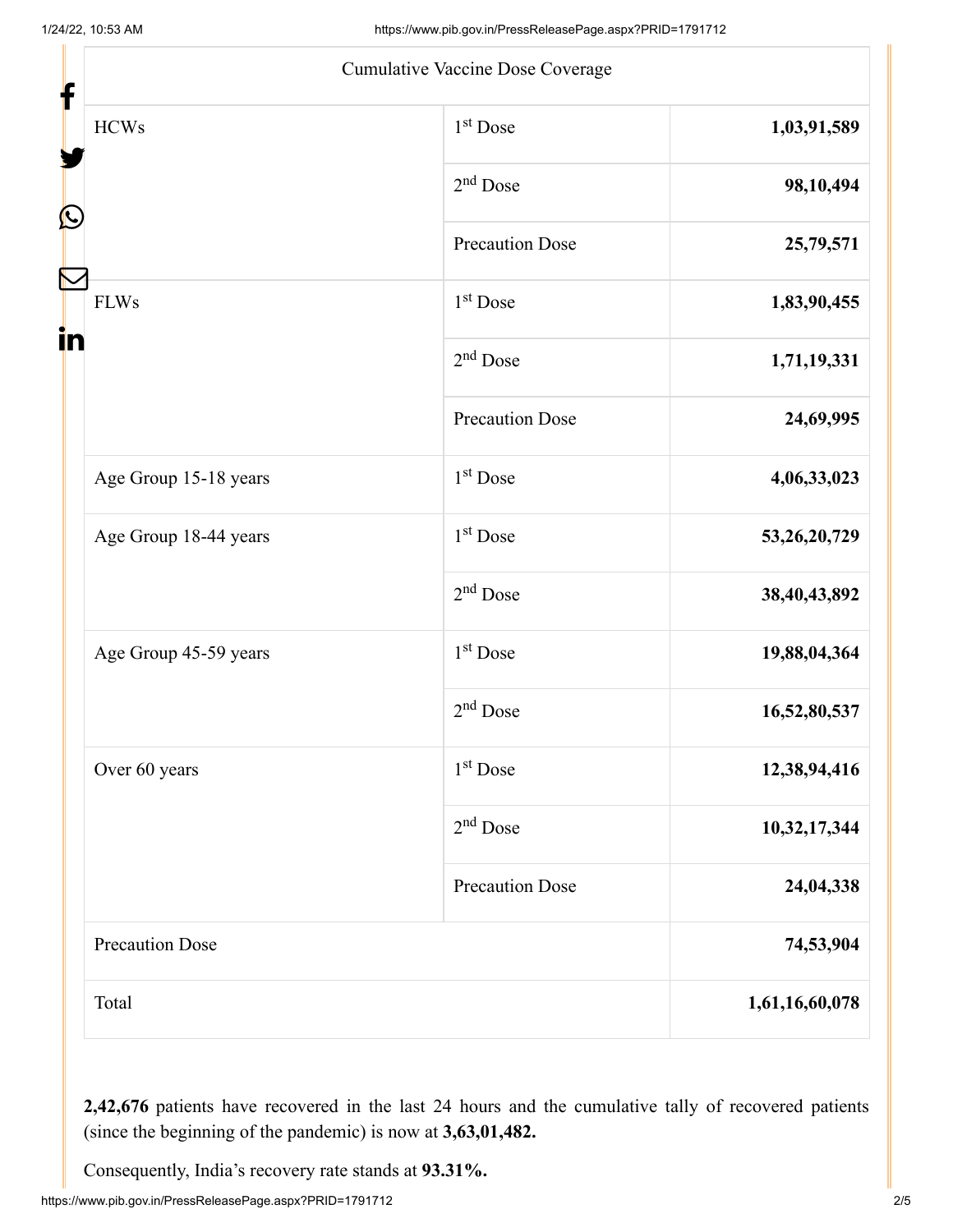| Cumulative Vaccine Dose Coverage | | |
|---|---|---|
| HCWs | 1st Dose | **1,03,91,589** |
| | 2nd Dose | **98,10,494** |
| | Precaution Dose | **25,79,571** |
| FLWs | 1st Dose | **1,83,90,455** |
| | 2nd Dose | **1,71,19,331** |
| | Precaution Dose | **24,69,995** |
| Age Group 15-18 years | 1st Dose | **4,06,33,023** |
| Age Group 18-44 years | 1st Dose | **53,26,20,729** |
| | 2nd Dose | **38,40,43,892** |
| Age Group 45-59 years | 1st Dose | **19,88,04,364** |
| | 2nd Dose | **16,52,80,537** |
| Over 60 years | 1st Dose | **12,38,94,416** |
| | 2nd Dose | **10,32,17,344** |
| | Precaution Dose | **24,04,338** |
| Precaution Dose | | **74,53,904** |
| Total | | **1,61,16,60,078** |

**2,42,676** patients have recovered in the last 24 hours and the cumulative tally of recovered patients (since the beginning of the pandemic) is now at **3,63,01,482.**

Consequently, India's recovery rate stands at **93.31%.**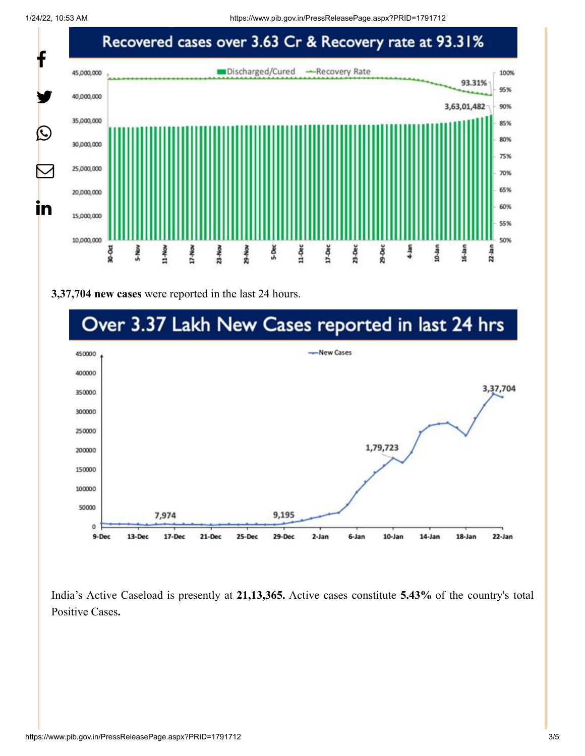## Recovered cases over 3.63 Cr & Recovery rate at 93.31%

**3,37,704 new cases** were reported in the last 24 hours.

## Over 3.37 Lakh New Cases reported in last 24 hrs

India's Active Caseload is presently at **21,13,365.** Active cases constitute **5.43%** of the country's total Positive Cases**.**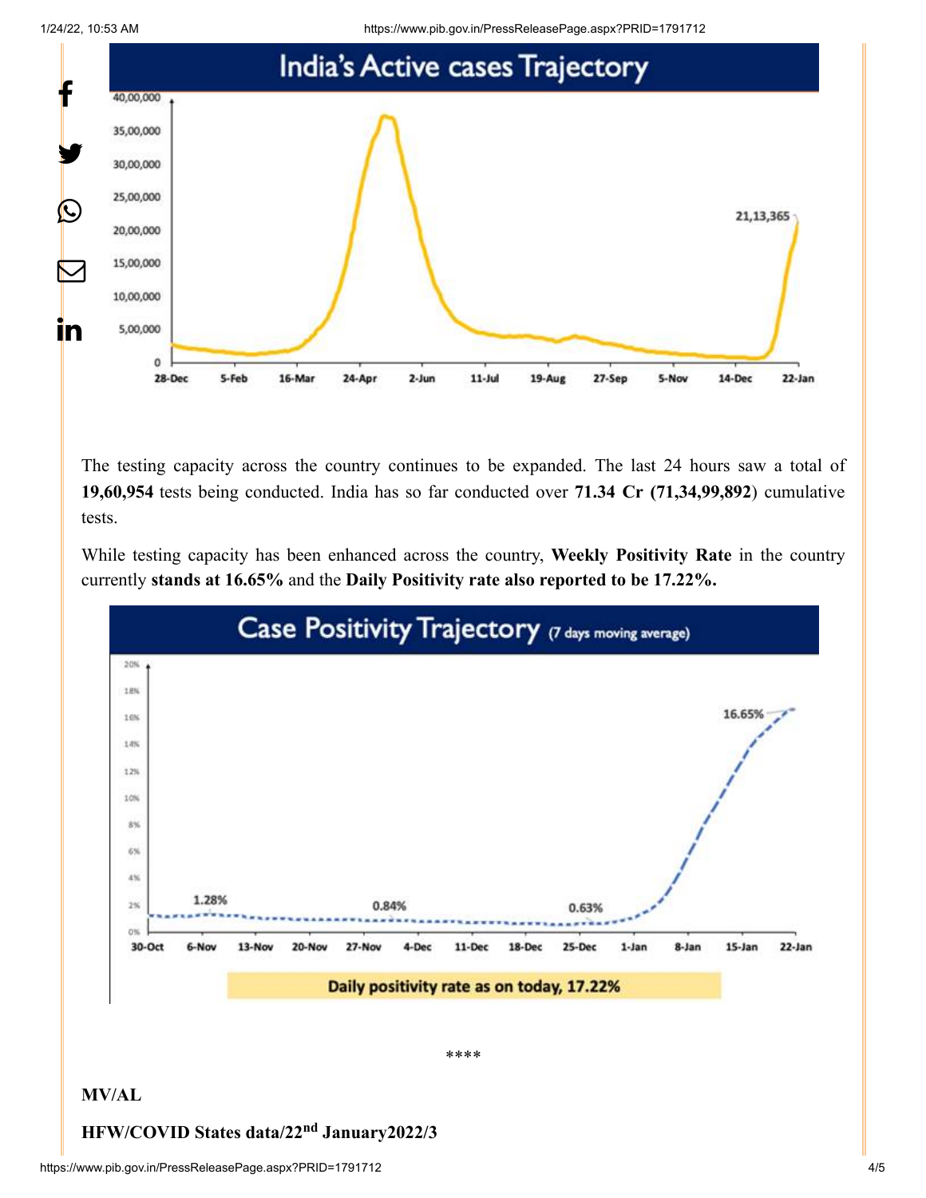## India's Active cases Trajectory

The testing capacity across the country continues to be expanded. The last 24 hours saw a total of **19,60,954** tests being conducted. India has so far conducted over **71.34 Cr (71,34,99,892**) cumulative tests.

While testing capacity has been enhanced across the country, **Weekly Positivity Rate** in the country currently **stands at 16.65%** and the **Daily Positivity rate also reported to be 17.22%.**

## Case Positivity Trajectory (7 days moving average)

Daily positivity rate as on today, 17.22%

****

**MV/AL**

**HFW/COVID States data/22nd January2022/3**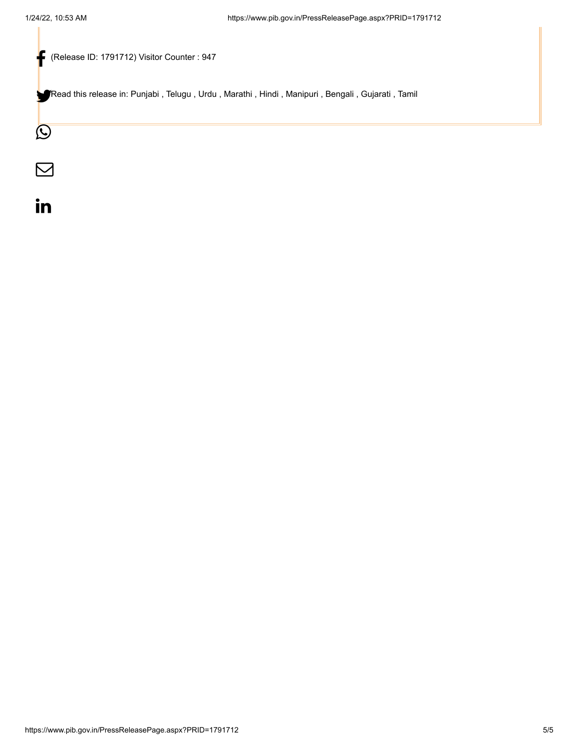(Release ID: 1791712) Visitor Counter : 947

Read this release in: Punjabi , Telugu , Urdu , Marathi , Hindi , Manipuri , Bengali , Gujarati , Tamil